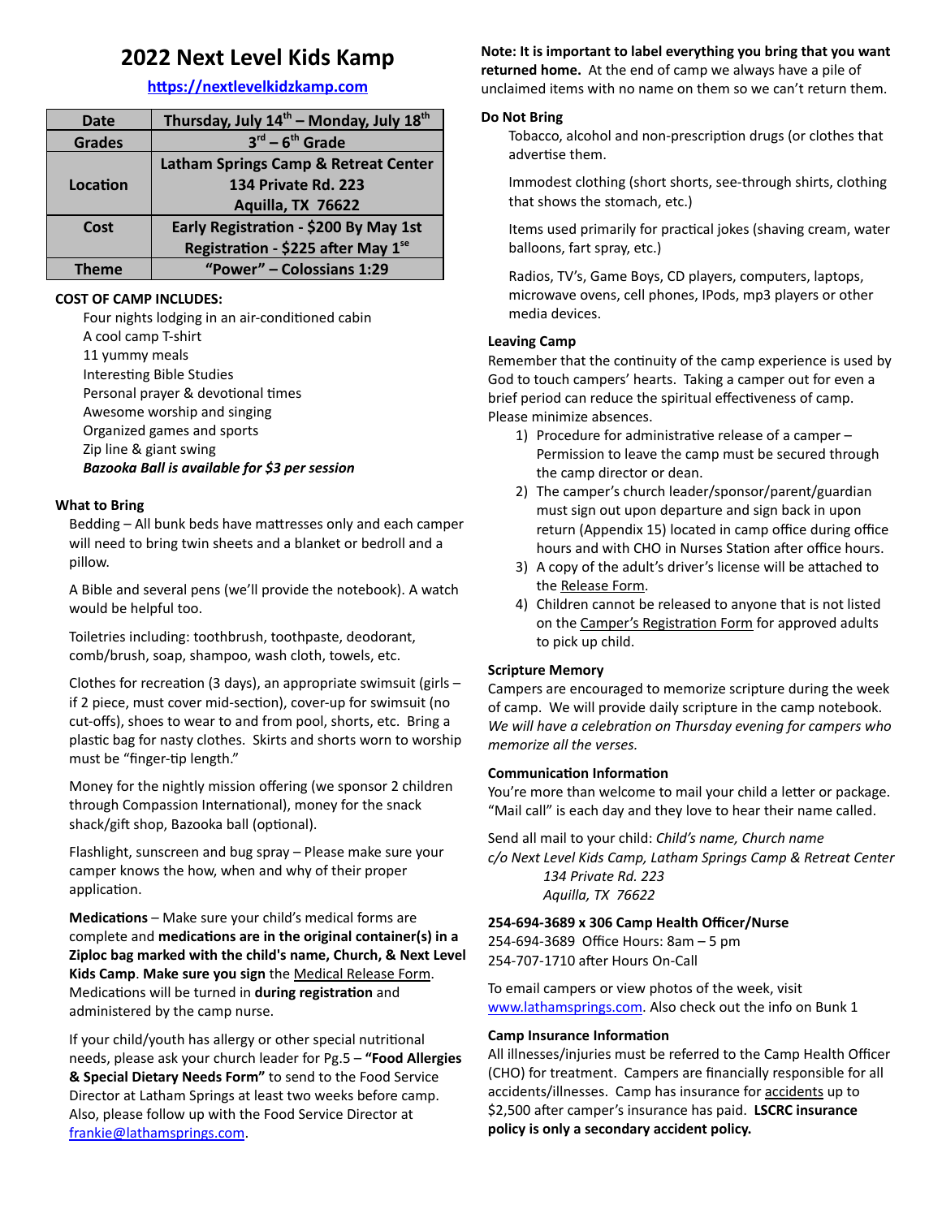# 2022 Next Level Kids Kamp

**https://nextlevelkidzkamp.com**

| Date | Thursday, July 14th – Monday, July 18th |
|---|---|
| Grades | 3rd – 6th Grade |
| Location | Latham Springs Camp & Retreat Center<br>134 Private Rd. 223<br>Aquilla, TX 76622 |
| Cost | Early Registration - $200 By May 1st<br>Registration - $225 after May 1se |
| Theme | "Power" – Colossians 1:29 |

**COST OF CAMP INCLUDES:**

Four nights lodging in an air-conditioned cabin
A cool camp T-shirt
11 yummy meals
Interesting Bible Studies
Personal prayer & devotional times
Awesome worship and singing
Organized games and sports
Zip line & giant swing
***Bazooka Ball is available for $3 per session***

**What to Bring**

Bedding – All bunk beds have mattresses only and each camper will need to bring twin sheets and a blanket or bedroll and a pillow.

A Bible and several pens (we'll provide the notebook). A watch would be helpful too.

Toiletries including: toothbrush, toothpaste, deodorant, comb/brush, soap, shampoo, wash cloth, towels, etc.

Clothes for recreation (3 days), an appropriate swimsuit (girls – if 2 piece, must cover mid-section), cover-up for swimsuit (no cut-offs), shoes to wear to and from pool, shorts, etc. Bring a plastic bag for nasty clothes. Skirts and shorts worn to worship must be "finger-tip length."

Money for the nightly mission offering (we sponsor 2 children through Compassion International), money for the snack shack/gift shop, Bazooka ball (optional).

Flashlight, sunscreen and bug spray – Please make sure your camper knows the how, when and why of their proper application.

**Medications** – Make sure your child's medical forms are complete and **medications are in the original container(s) in a Ziploc bag marked with the child's name, Church, & Next Level Kids Camp**. **Make sure you sign** the Medical Release Form. Medications will be turned in **during registration** and administered by the camp nurse.

If your child/youth has allergy or other special nutritional needs, please ask your church leader for Pg.5 – **"Food Allergies & Special Dietary Needs Form"** to send to the Food Service Director at Latham Springs at least two weeks before camp. Also, please follow up with the Food Service Director at frankie@lathamsprings.com.

**Note: It is important to label everything you bring that you want returned home.** At the end of camp we always have a pile of unclaimed items with no name on them so we can't return them.

**Do Not Bring**

Tobacco, alcohol and non-prescription drugs (or clothes that advertise them.

Immodest clothing (short shorts, see-through shirts, clothing that shows the stomach, etc.)

Items used primarily for practical jokes (shaving cream, water balloons, fart spray, etc.)

Radios, TV's, Game Boys, CD players, computers, laptops, microwave ovens, cell phones, IPods, mp3 players or other media devices.

**Leaving Camp**

Remember that the continuity of the camp experience is used by God to touch campers' hearts. Taking a camper out for even a brief period can reduce the spiritual effectiveness of camp. Please minimize absences.

1) Procedure for administrative release of a camper – Permission to leave the camp must be secured through the camp director or dean.
2) The camper's church leader/sponsor/parent/guardian must sign out upon departure and sign back in upon return (Appendix 15) located in camp office during office hours and with CHO in Nurses Station after office hours.
3) A copy of the adult's driver's license will be attached to the Release Form.
4) Children cannot be released to anyone that is not listed on the Camper's Registration Form for approved adults to pick up child.

**Scripture Memory**

Campers are encouraged to memorize scripture during the week of camp. We will provide daily scripture in the camp notebook. *We will have a celebration on Thursday evening for campers who memorize all the verses.*

**Communication Information**

You're more than welcome to mail your child a letter or package. "Mail call" is each day and they love to hear their name called.

Send all mail to your child: *Child's name, Church name*
*c/o Next Level Kids Camp, Latham Springs Camp & Retreat Center*
*134 Private Rd. 223*
*Aquilla, TX 76622*

**254-694-3689 x 306 Camp Health Officer/Nurse**
254-694-3689 Office Hours: 8am – 5 pm
254-707-1710 after Hours On-Call

To email campers or view photos of the week, visit www.lathamsprings.com. Also check out the info on Bunk 1

**Camp Insurance Information**

All illnesses/injuries must be referred to the Camp Health Officer (CHO) for treatment. Campers are financially responsible for all accidents/illnesses. Camp has insurance for accidents up to $2,500 after camper's insurance has paid. **LSCRC insurance policy is only a secondary accident policy.**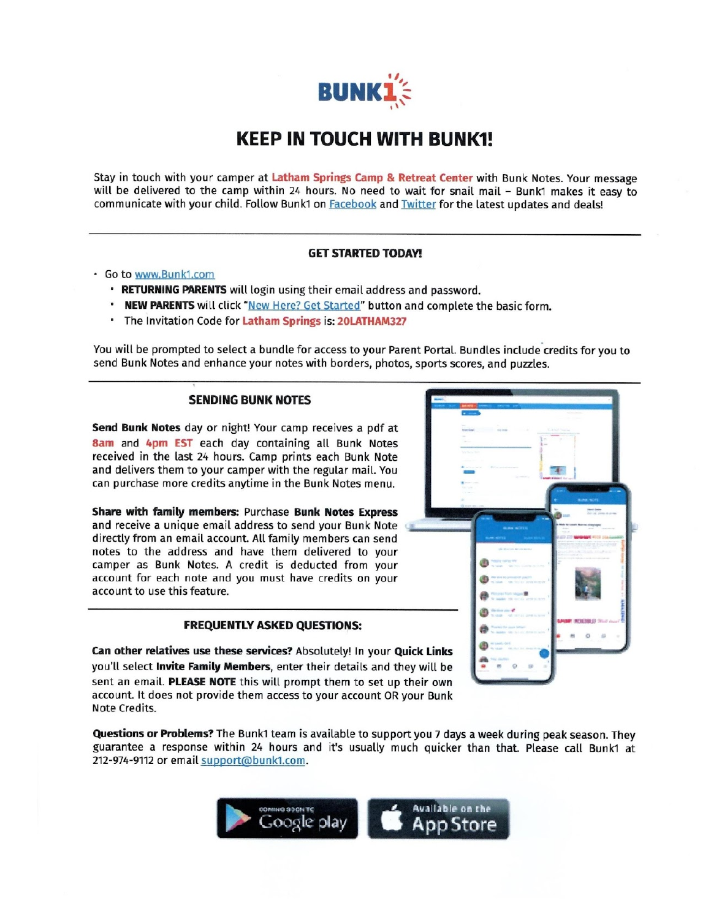BUNK1

# KEEP IN TOUCH WITH BUNK1!

Stay in touch with your camper at **Latham Springs Camp & Retreat Center** with Bunk Notes. Your message will be delivered to the camp within 24 hours. No need to wait for snail mail – Bunk1 makes it easy to communicate with your child. Follow Bunk1 on Facebook and Twitter for the latest updates and deals!

## GET STARTED TODAY!

- Go to www.Bunk1.com
  - **RETURNING PARENTS** will login using their email address and password.
  - **NEW PARENTS** will click "New Here? Get Started" button and complete the basic form.
  - The Invitation Code for **Latham Springs** is: **20LATHAM327**

You will be prompted to select a bundle for access to your Parent Portal. Bundles include credits for you to send Bunk Notes and enhance your notes with borders, photos, sports scores, and puzzles.

## SENDING BUNK NOTES

**Send Bunk Notes** day or night! Your camp receives a pdf at **8am** and **4pm EST** each day containing all Bunk Notes received in the last 24 hours. Camp prints each Bunk Note and delivers them to your camper with the regular mail. You can purchase more credits anytime in the Bunk Notes menu.

**Share with family members:** Purchase **Bunk Notes Express** and receive a unique email address to send your Bunk Note directly from an email account. All family members can send notes to the address and have them delivered to your camper as Bunk Notes. A credit is deducted from your account for each note and you must have credits on your account to use this feature.

## FREQUENTLY ASKED QUESTIONS:

**Can other relatives use these services?** Absolutely! In your **Quick Links** you'll select **Invite Family Members**, enter their details and they will be sent an email. **PLEASE NOTE** this will prompt them to set up their own account. It does not provide them access to your account OR your Bunk Note Credits.

**Questions or Problems?** The Bunk1 team is available to support you 7 days a week during peak season. They guarantee a response within 24 hours and it's usually much quicker than that. Please call Bunk1 at 212-974-9112 or email support@bunk1.com.

COMING SOON TO Google play

Available on the App Store